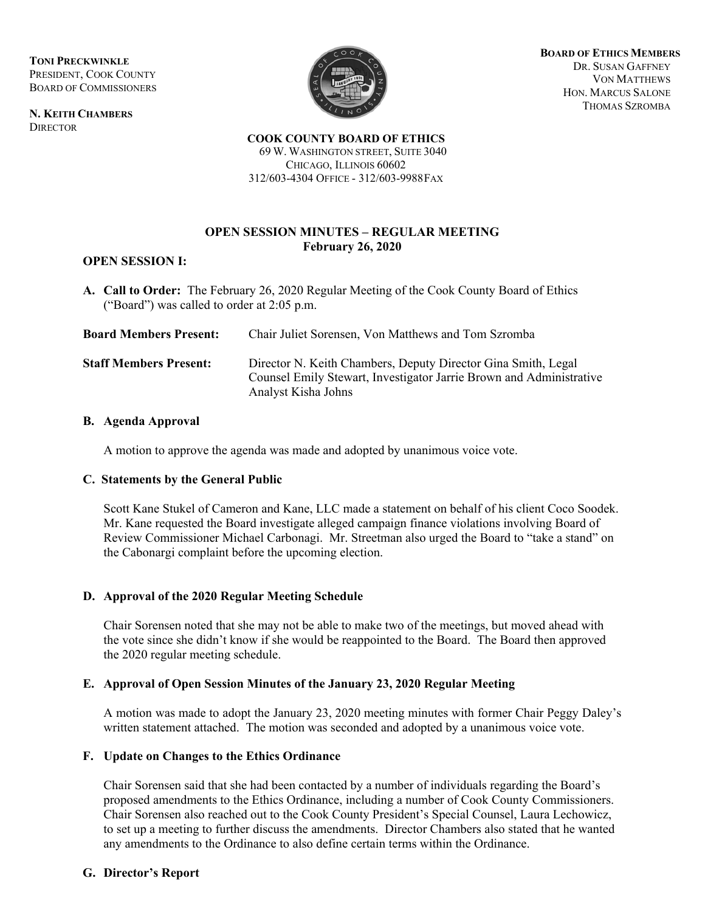**TONI PRECKWINKLE**
PRESIDENT, COOK COUNTY
BOARD OF COMMISSIONERS

**N. KEITH CHAMBERS**
DIRECTOR

**BOARD OF ETHICS MEMBERS**
DR. SUSAN GAFFNEY
VON MATTHEWS
HON. MARCUS SALONE
THOMAS SZROMBA

**COOK COUNTY BOARD OF ETHICS**
69 W. WASHINGTON STREET, SUITE 3040
CHICAGO, ILLINOIS 60602
312/603-4304 OFFICE - 312/603-9988 FAX

## OPEN SESSION MINUTES – REGULAR MEETING
### February 26, 2020

### OPEN SESSION I:

**A. Call to Order:** The February 26, 2020 Regular Meeting of the Cook County Board of Ethics ("Board") was called to order at 2:05 p.m.

**Board Members Present:** Chair Juliet Sorensen, Von Matthews and Tom Szromba

**Staff Members Present:** Director N. Keith Chambers, Deputy Director Gina Smith, Legal Counsel Emily Stewart, Investigator Jarrie Brown and Administrative Analyst Kisha Johns

**B. Agenda Approval**

A motion to approve the agenda was made and adopted by unanimous voice vote.

**C. Statements by the General Public**

Scott Kane Stukel of Cameron and Kane, LLC made a statement on behalf of his client Coco Soodek. Mr. Kane requested the Board investigate alleged campaign finance violations involving Board of Review Commissioner Michael Carbonagi. Mr. Streetman also urged the Board to "take a stand" on the Cabonargi complaint before the upcoming election.

**D. Approval of the 2020 Regular Meeting Schedule**

Chair Sorensen noted that she may not be able to make two of the meetings, but moved ahead with the vote since she didn't know if she would be reappointed to the Board. The Board then approved the 2020 regular meeting schedule.

**E. Approval of Open Session Minutes of the January 23, 2020 Regular Meeting**

A motion was made to adopt the January 23, 2020 meeting minutes with former Chair Peggy Daley's written statement attached. The motion was seconded and adopted by a unanimous voice vote.

**F. Update on Changes to the Ethics Ordinance**

Chair Sorensen said that she had been contacted by a number of individuals regarding the Board's proposed amendments to the Ethics Ordinance, including a number of Cook County Commissioners. Chair Sorensen also reached out to the Cook County President's Special Counsel, Laura Lechowicz, to set up a meeting to further discuss the amendments. Director Chambers also stated that he wanted any amendments to the Ordinance to also define certain terms within the Ordinance.

**G. Director's Report**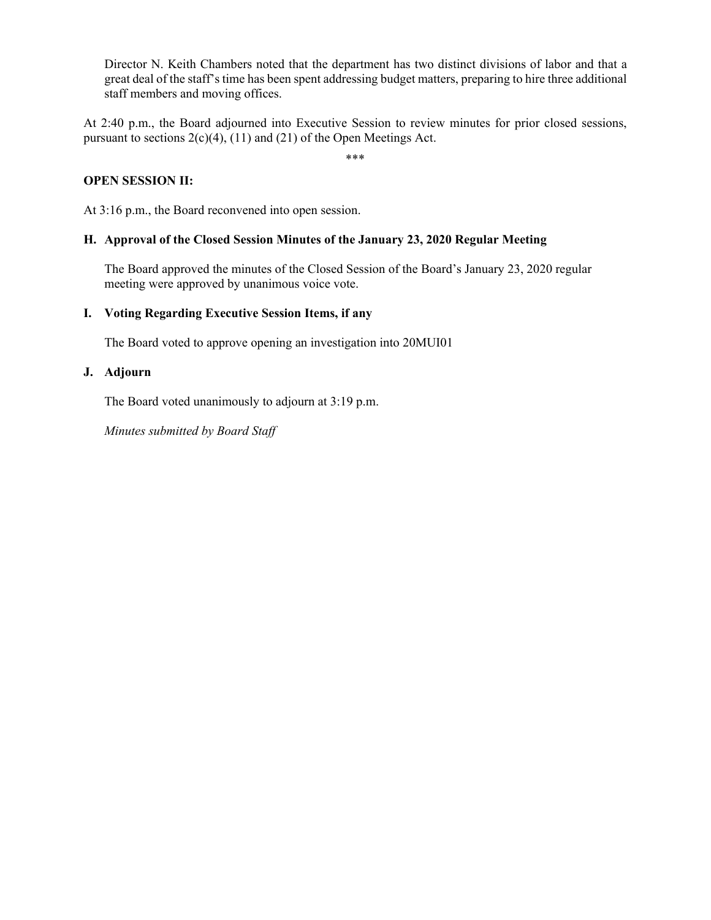Director N. Keith Chambers noted that the department has two distinct divisions of labor and that a great deal of the staff's time has been spent addressing budget matters, preparing to hire three additional staff members and moving offices.

At 2:40 p.m., the Board adjourned into Executive Session to review minutes for prior closed sessions, pursuant to sections 2(c)(4), (11) and (21) of the Open Meetings Act.

***

**OPEN SESSION II:**

At 3:16 p.m., the Board reconvened into open session.

**H. Approval of the Closed Session Minutes of the January 23, 2020 Regular Meeting**

The Board approved the minutes of the Closed Session of the Board's January 23, 2020 regular meeting were approved by unanimous voice vote.

**I. Voting Regarding Executive Session Items, if any**

The Board voted to approve opening an investigation into 20MUI01

**J. Adjourn**

The Board voted unanimously to adjourn at 3:19 p.m.

*Minutes submitted by Board Staff*